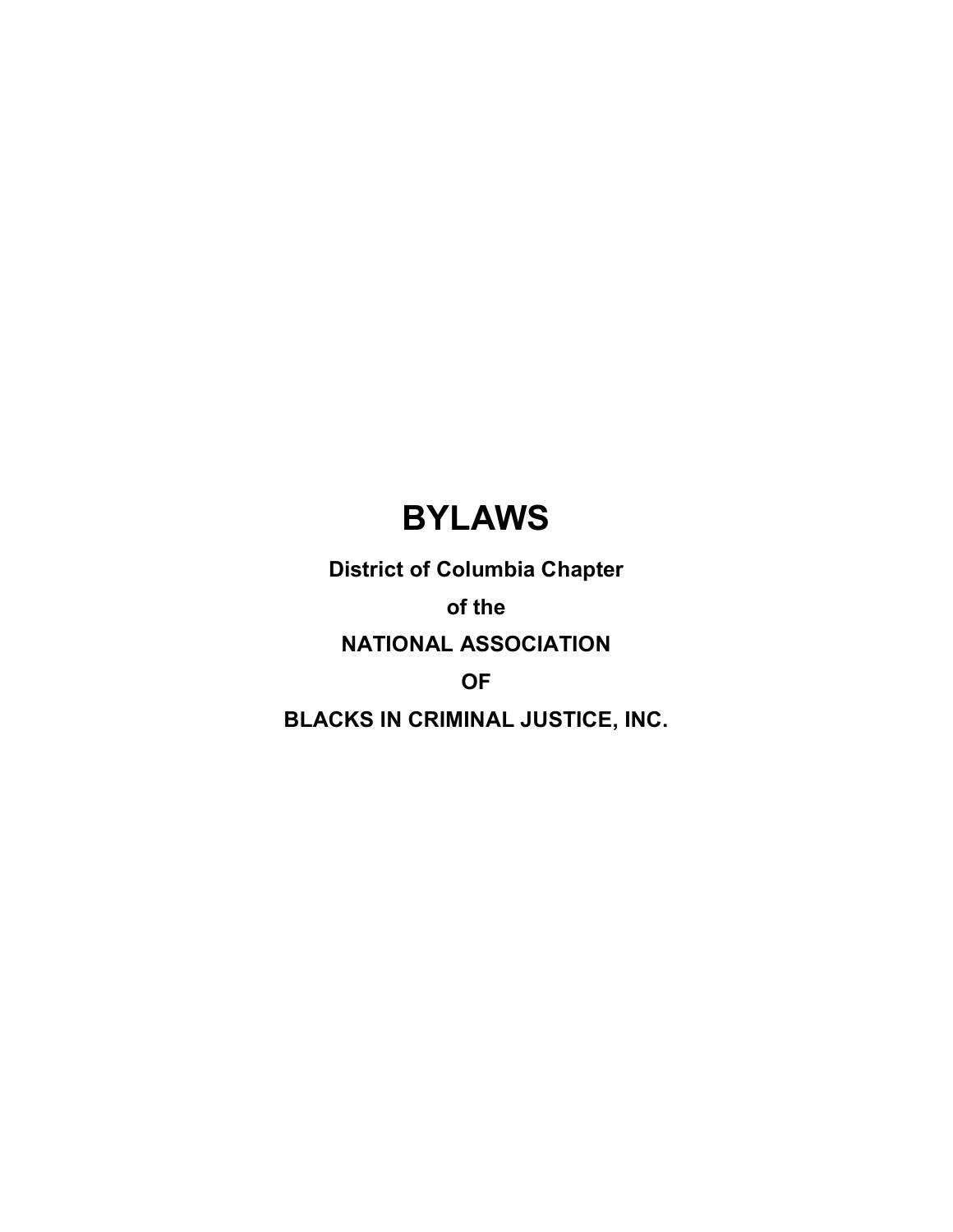# BYLAWS

**District of Columbia Chapter**

**of the**

**NATIONAL ASSOCIATION**

**OF**

**BLACKS IN CRIMINAL JUSTICE, INC.**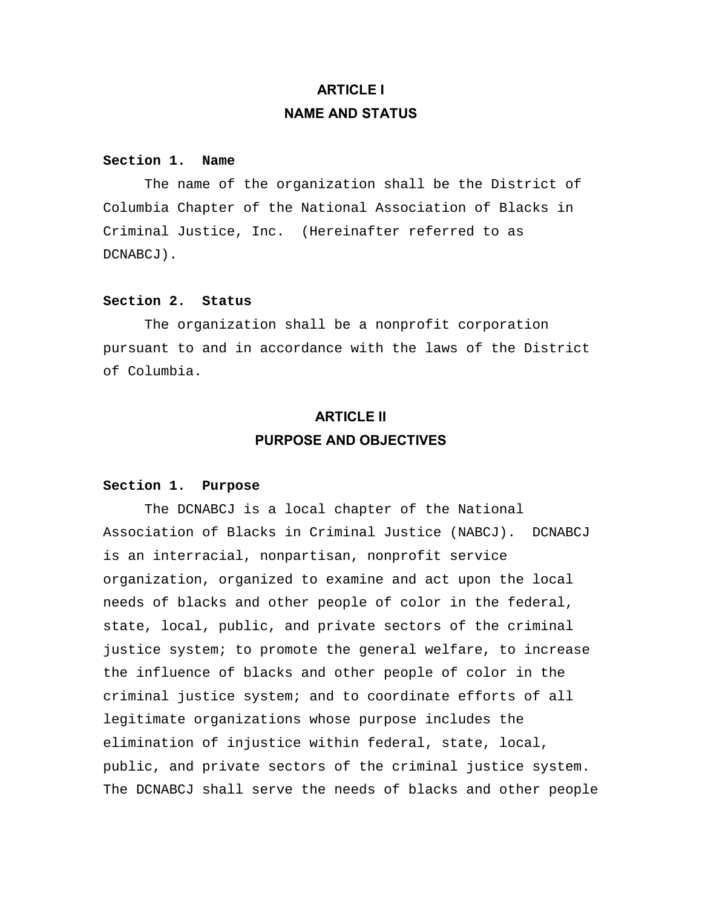# ARTICLE I
# NAME AND STATUS

**Section 1. Name**

The name of the organization shall be the District of Columbia Chapter of the National Association of Blacks in Criminal Justice, Inc. (Hereinafter referred to as DCNABCJ).

**Section 2. Status**

The organization shall be a nonprofit corporation pursuant to and in accordance with the laws of the District of Columbia.

# ARTICLE II
# PURPOSE AND OBJECTIVES

**Section 1. Purpose**

The DCNABCJ is a local chapter of the National Association of Blacks in Criminal Justice (NABCJ). DCNABCJ is an interracial, nonpartisan, nonprofit service organization, organized to examine and act upon the local needs of blacks and other people of color in the federal, state, local, public, and private sectors of the criminal justice system; to promote the general welfare, to increase the influence of blacks and other people of color in the criminal justice system; and to coordinate efforts of all legitimate organizations whose purpose includes the elimination of injustice within federal, state, local, public, and private sectors of the criminal justice system. The DCNABCJ shall serve the needs of blacks and other people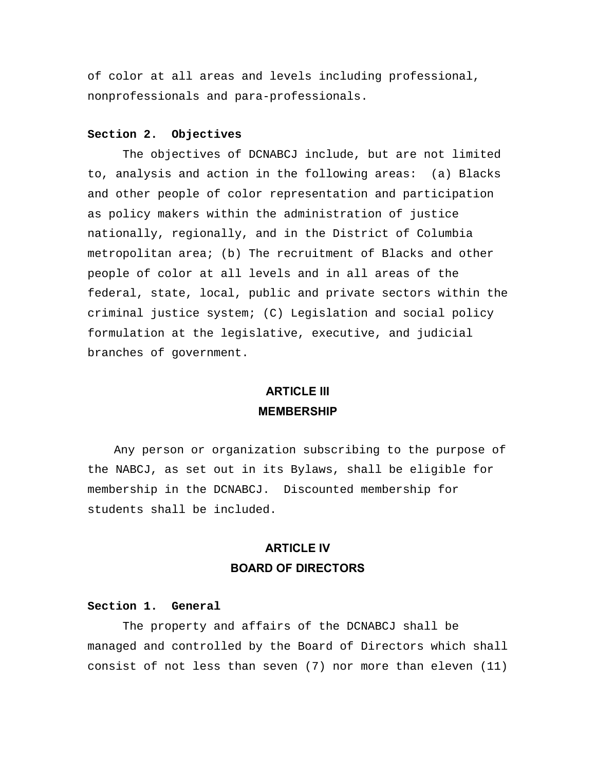of color at all areas and levels including professional, nonprofessionals and para-professionals.

**Section 2. Objectives**

The objectives of DCNABCJ include, but are not limited to, analysis and action in the following areas: (a) Blacks and other people of color representation and participation as policy makers within the administration of justice nationally, regionally, and in the District of Columbia metropolitan area; (b) The recruitment of Blacks and other people of color at all levels and in all areas of the federal, state, local, public and private sectors within the criminal justice system; (C) Legislation and social policy formulation at the legislative, executive, and judicial branches of government.

## ARTICLE III
## MEMBERSHIP

Any person or organization subscribing to the purpose of the NABCJ, as set out in its Bylaws, shall be eligible for membership in the DCNABCJ. Discounted membership for students shall be included.

## ARTICLE IV
## BOARD OF DIRECTORS

**Section 1. General**

The property and affairs of the DCNABCJ shall be managed and controlled by the Board of Directors which shall consist of not less than seven (7) nor more than eleven (11)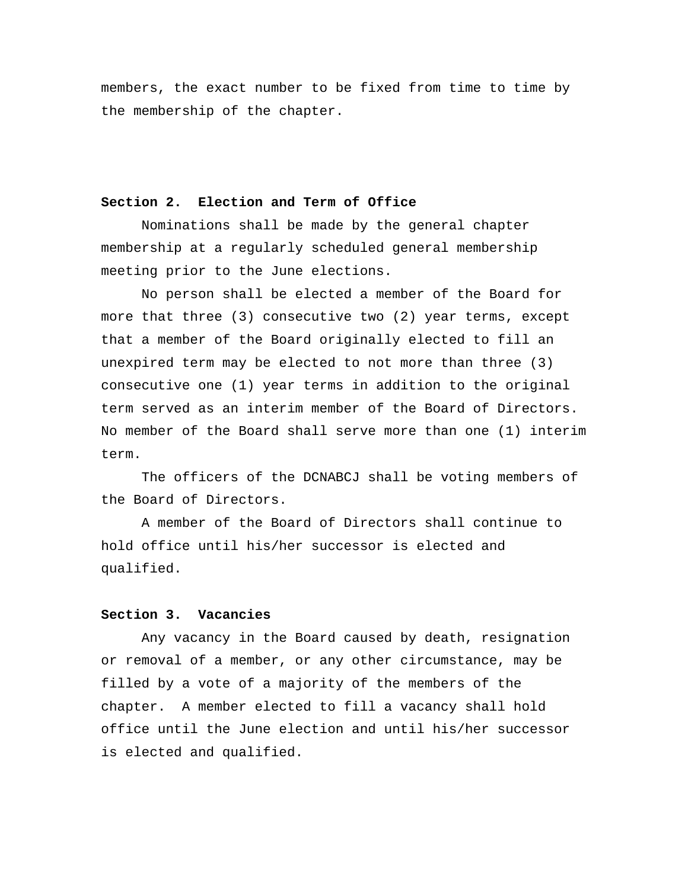members, the exact number to be fixed from time to time by the membership of the chapter.

**Section 2. Election and Term of Office**

Nominations shall be made by the general chapter membership at a regularly scheduled general membership meeting prior to the June elections.

No person shall be elected a member of the Board for more that three (3) consecutive two (2) year terms, except that a member of the Board originally elected to fill an unexpired term may be elected to not more than three (3) consecutive one (1) year terms in addition to the original term served as an interim member of the Board of Directors. No member of the Board shall serve more than one (1) interim term.

The officers of the DCNABCJ shall be voting members of the Board of Directors.

A member of the Board of Directors shall continue to hold office until his/her successor is elected and qualified.

**Section 3. Vacancies**

Any vacancy in the Board caused by death, resignation or removal of a member, or any other circumstance, may be filled by a vote of a majority of the members of the chapter. A member elected to fill a vacancy shall hold office until the June election and until his/her successor is elected and qualified.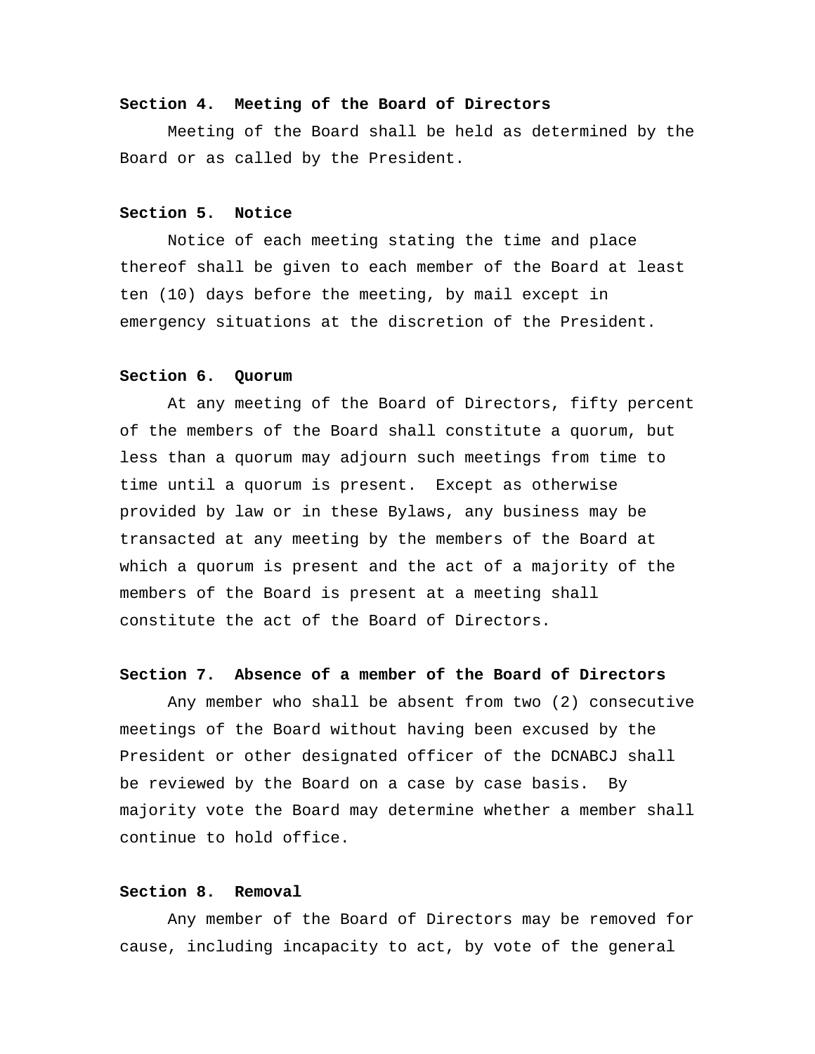**Section 4. Meeting of the Board of Directors**

Meeting of the Board shall be held as determined by the Board or as called by the President.

**Section 5. Notice**

Notice of each meeting stating the time and place thereof shall be given to each member of the Board at least ten (10) days before the meeting, by mail except in emergency situations at the discretion of the President.

**Section 6. Quorum**

At any meeting of the Board of Directors, fifty percent of the members of the Board shall constitute a quorum, but less than a quorum may adjourn such meetings from time to time until a quorum is present. Except as otherwise provided by law or in these Bylaws, any business may be transacted at any meeting by the members of the Board at which a quorum is present and the act of a majority of the members of the Board is present at a meeting shall constitute the act of the Board of Directors.

**Section 7. Absence of a member of the Board of Directors**

Any member who shall be absent from two (2) consecutive meetings of the Board without having been excused by the President or other designated officer of the DCNABCJ shall be reviewed by the Board on a case by case basis. By majority vote the Board may determine whether a member shall continue to hold office.

**Section 8. Removal**

Any member of the Board of Directors may be removed for cause, including incapacity to act, by vote of the general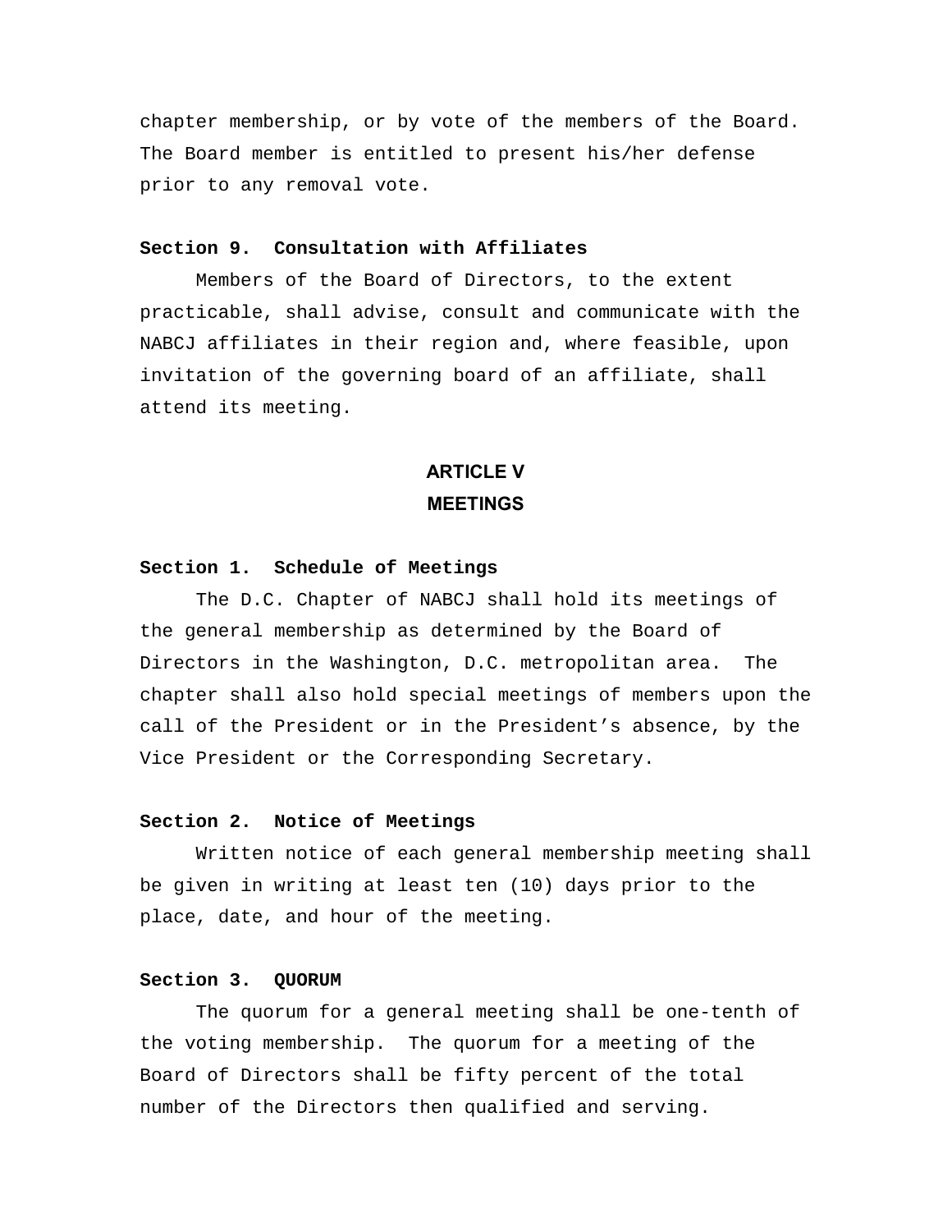chapter membership, or by vote of the members of the Board. The Board member is entitled to present his/her defense prior to any removal vote.

**Section 9. Consultation with Affiliates**

Members of the Board of Directors, to the extent practicable, shall advise, consult and communicate with the NABCJ affiliates in their region and, where feasible, upon invitation of the governing board of an affiliate, shall attend its meeting.

## ARTICLE V
## MEETINGS

**Section 1. Schedule of Meetings**

The D.C. Chapter of NABCJ shall hold its meetings of the general membership as determined by the Board of Directors in the Washington, D.C. metropolitan area. The chapter shall also hold special meetings of members upon the call of the President or in the President's absence, by the Vice President or the Corresponding Secretary.

**Section 2. Notice of Meetings**

Written notice of each general membership meeting shall be given in writing at least ten (10) days prior to the place, date, and hour of the meeting.

**Section 3. QUORUM**

The quorum for a general meeting shall be one-tenth of the voting membership. The quorum for a meeting of the Board of Directors shall be fifty percent of the total number of the Directors then qualified and serving.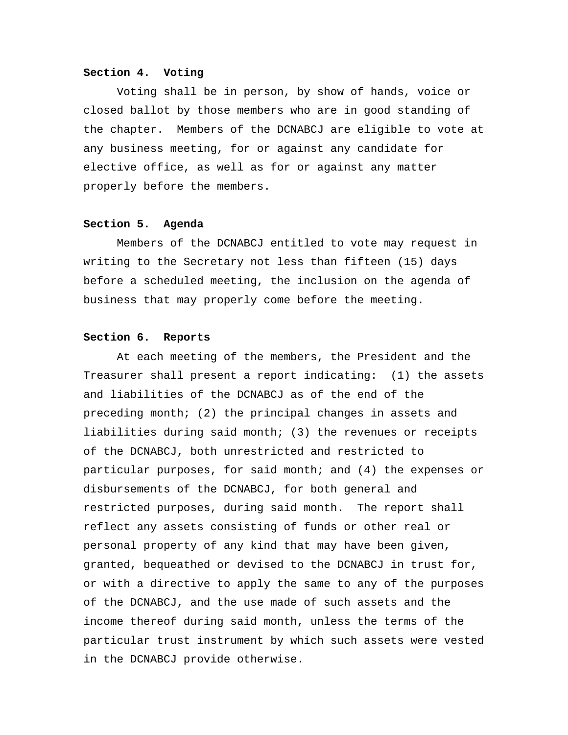**Section 4. Voting**

Voting shall be in person, by show of hands, voice or closed ballot by those members who are in good standing of the chapter. Members of the DCNABCJ are eligible to vote at any business meeting, for or against any candidate for elective office, as well as for or against any matter properly before the members.

**Section 5. Agenda**

Members of the DCNABCJ entitled to vote may request in writing to the Secretary not less than fifteen (15) days before a scheduled meeting, the inclusion on the agenda of business that may properly come before the meeting.

**Section 6. Reports**

At each meeting of the members, the President and the Treasurer shall present a report indicating: (1) the assets and liabilities of the DCNABCJ as of the end of the preceding month; (2) the principal changes in assets and liabilities during said month; (3) the revenues or receipts of the DCNABCJ, both unrestricted and restricted to particular purposes, for said month; and (4) the expenses or disbursements of the DCNABCJ, for both general and restricted purposes, during said month. The report shall reflect any assets consisting of funds or other real or personal property of any kind that may have been given, granted, bequeathed or devised to the DCNABCJ in trust for, or with a directive to apply the same to any of the purposes of the DCNABCJ, and the use made of such assets and the income thereof during said month, unless the terms of the particular trust instrument by which such assets were vested in the DCNABCJ provide otherwise.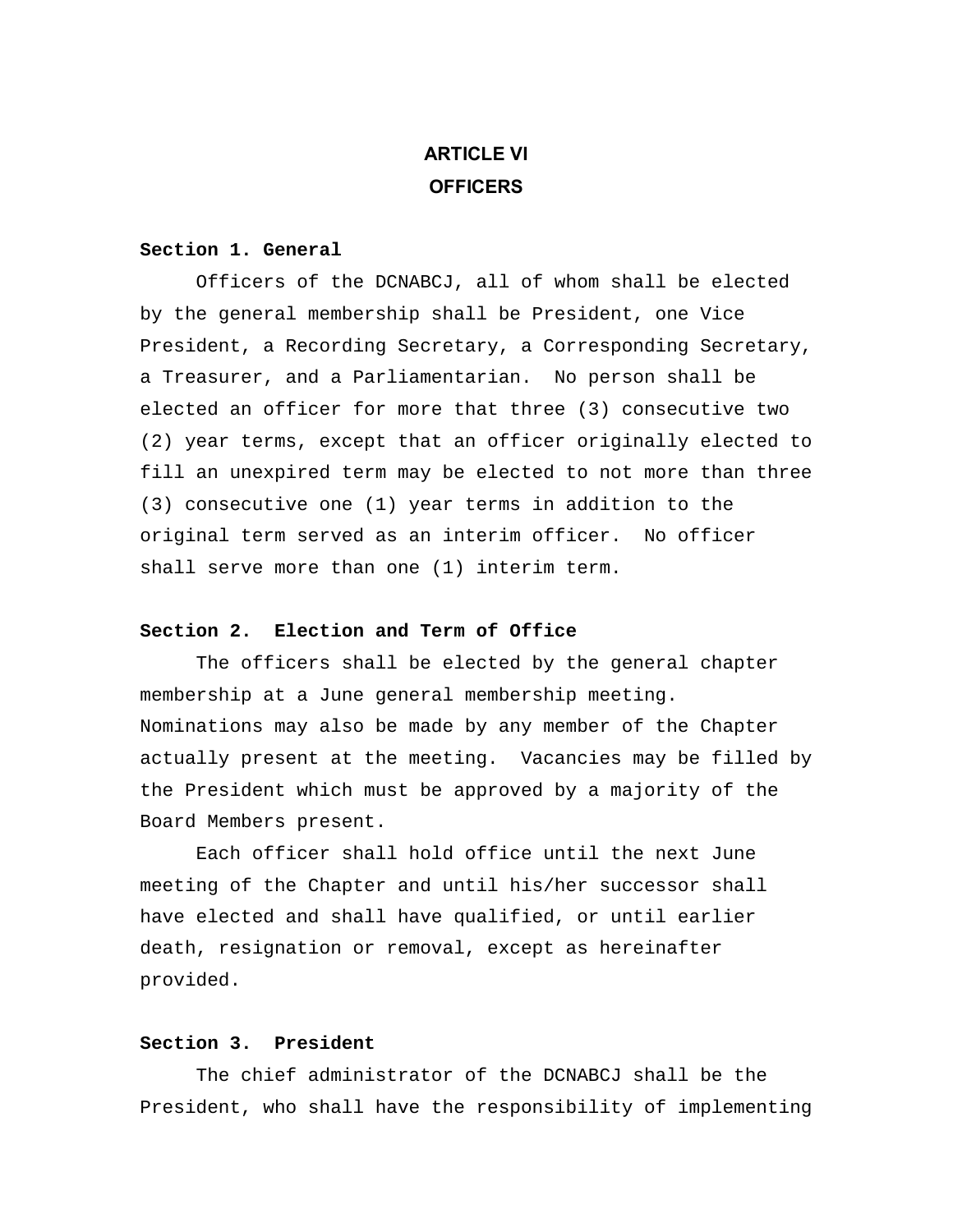# ARTICLE VI
# OFFICERS

**Section 1. General**

Officers of the DCNABCJ, all of whom shall be elected by the general membership shall be President, one Vice President, a Recording Secretary, a Corresponding Secretary, a Treasurer, and a Parliamentarian. No person shall be elected an officer for more that three (3) consecutive two (2) year terms, except that an officer originally elected to fill an unexpired term may be elected to not more than three (3) consecutive one (1) year terms in addition to the original term served as an interim officer. No officer shall serve more than one (1) interim term.

**Section 2. Election and Term of Office**

The officers shall be elected by the general chapter membership at a June general membership meeting. Nominations may also be made by any member of the Chapter actually present at the meeting. Vacancies may be filled by the President which must be approved by a majority of the Board Members present.

Each officer shall hold office until the next June meeting of the Chapter and until his/her successor shall have elected and shall have qualified, or until earlier death, resignation or removal, except as hereinafter provided.

**Section 3. President**

The chief administrator of the DCNABCJ shall be the President, who shall have the responsibility of implementing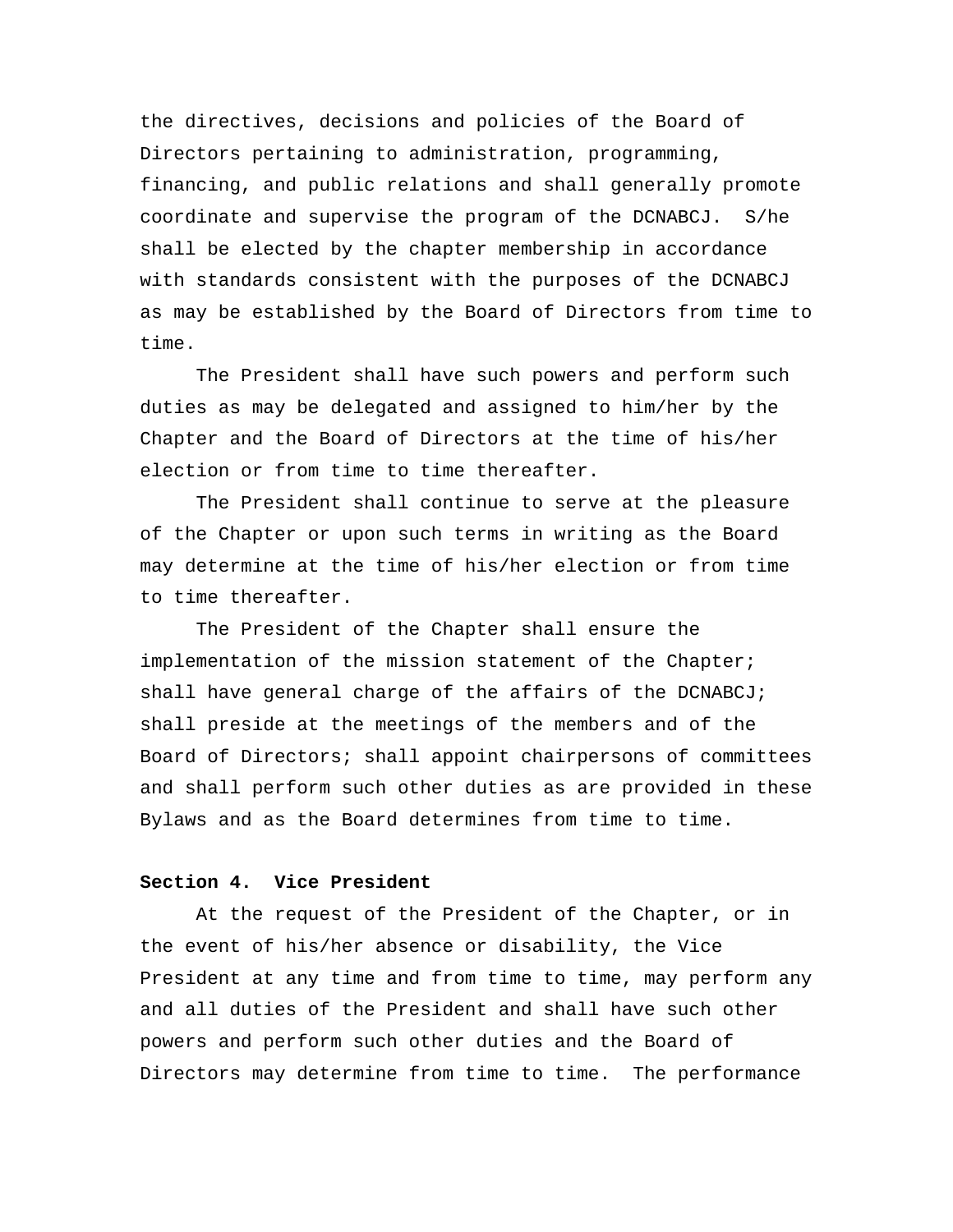the directives, decisions and policies of the Board of Directors pertaining to administration, programming, financing, and public relations and shall generally promote coordinate and supervise the program of the DCNABCJ. S/he shall be elected by the chapter membership in accordance with standards consistent with the purposes of the DCNABCJ as may be established by the Board of Directors from time to time.

The President shall have such powers and perform such duties as may be delegated and assigned to him/her by the Chapter and the Board of Directors at the time of his/her election or from time to time thereafter.

The President shall continue to serve at the pleasure of the Chapter or upon such terms in writing as the Board may determine at the time of his/her election or from time to time thereafter.

The President of the Chapter shall ensure the implementation of the mission statement of the Chapter; shall have general charge of the affairs of the DCNABCJ; shall preside at the meetings of the members and of the Board of Directors; shall appoint chairpersons of committees and shall perform such other duties as are provided in these Bylaws and as the Board determines from time to time.

**Section 4. Vice President**

At the request of the President of the Chapter, or in the event of his/her absence or disability, the Vice President at any time and from time to time, may perform any and all duties of the President and shall have such other powers and perform such other duties and the Board of Directors may determine from time to time. The performance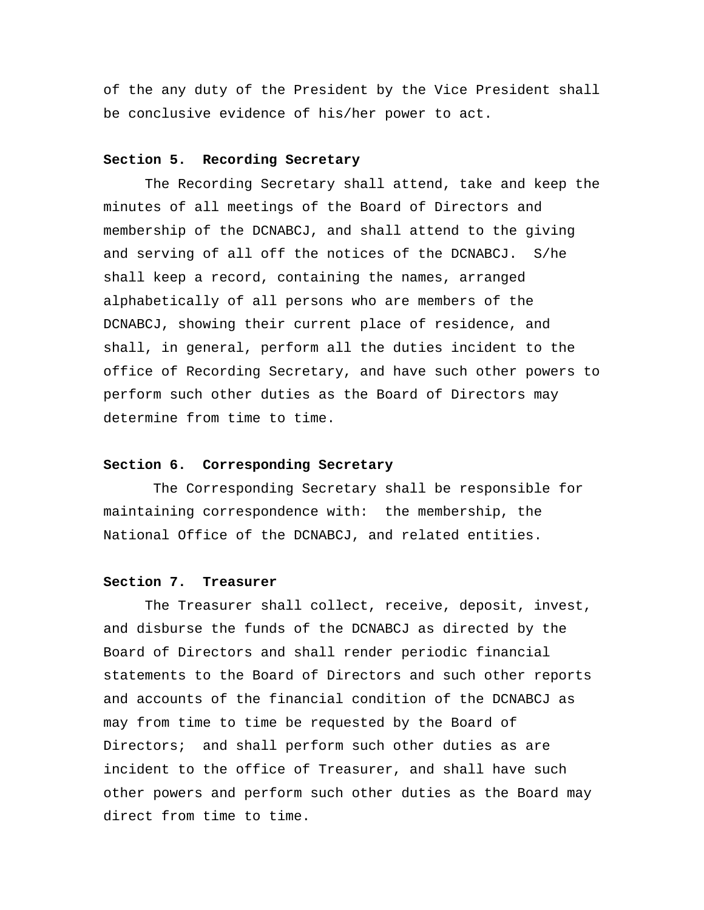of the any duty of the President by the Vice President shall be conclusive evidence of his/her power to act.

**Section 5. Recording Secretary**

The Recording Secretary shall attend, take and keep the minutes of all meetings of the Board of Directors and membership of the DCNABCJ, and shall attend to the giving and serving of all off the notices of the DCNABCJ. S/he shall keep a record, containing the names, arranged alphabetically of all persons who are members of the DCNABCJ, showing their current place of residence, and shall, in general, perform all the duties incident to the office of Recording Secretary, and have such other powers to perform such other duties as the Board of Directors may determine from time to time.

**Section 6. Corresponding Secretary**

The Corresponding Secretary shall be responsible for maintaining correspondence with: the membership, the National Office of the DCNABCJ, and related entities.

**Section 7. Treasurer**

The Treasurer shall collect, receive, deposit, invest, and disburse the funds of the DCNABCJ as directed by the Board of Directors and shall render periodic financial statements to the Board of Directors and such other reports and accounts of the financial condition of the DCNABCJ as may from time to time be requested by the Board of Directors; and shall perform such other duties as are incident to the office of Treasurer, and shall have such other powers and perform such other duties as the Board may direct from time to time.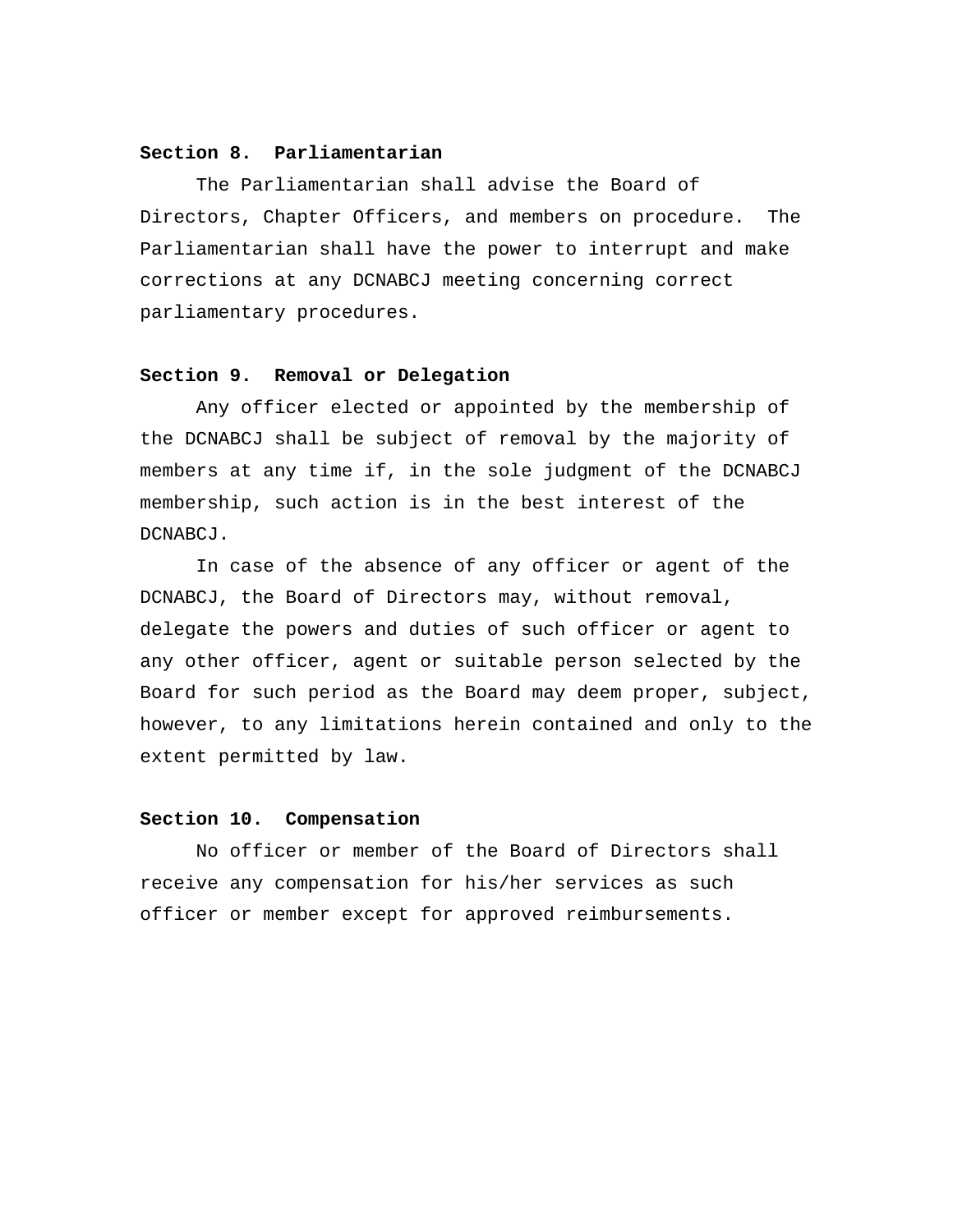**Section 8. Parliamentarian**

The Parliamentarian shall advise the Board of Directors, Chapter Officers, and members on procedure. The Parliamentarian shall have the power to interrupt and make corrections at any DCNABCJ meeting concerning correct parliamentary procedures.

**Section 9. Removal or Delegation**

Any officer elected or appointed by the membership of the DCNABCJ shall be subject of removal by the majority of members at any time if, in the sole judgment of the DCNABCJ membership, such action is in the best interest of the DCNABCJ.

In case of the absence of any officer or agent of the DCNABCJ, the Board of Directors may, without removal, delegate the powers and duties of such officer or agent to any other officer, agent or suitable person selected by the Board for such period as the Board may deem proper, subject, however, to any limitations herein contained and only to the extent permitted by law.

**Section 10. Compensation**

No officer or member of the Board of Directors shall receive any compensation for his/her services as such officer or member except for approved reimbursements.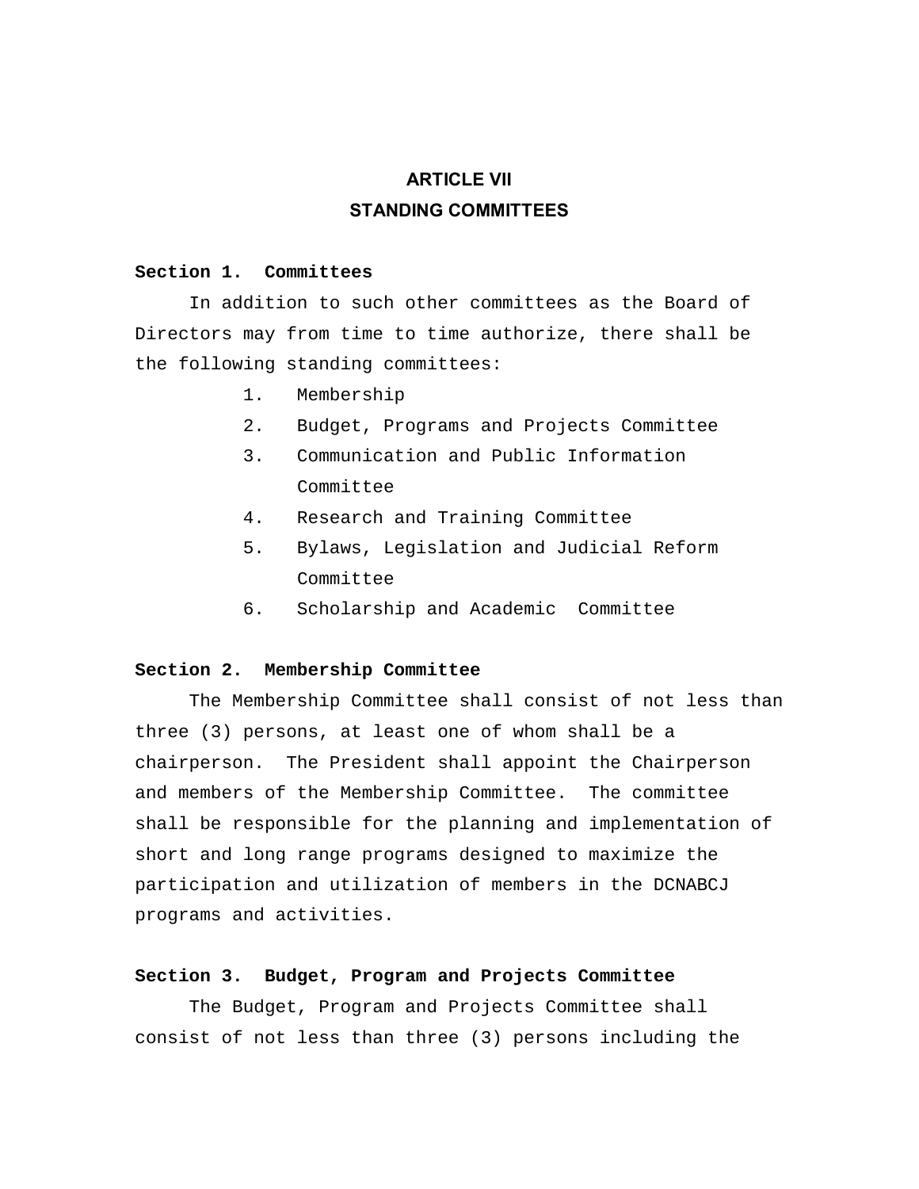## ARTICLE VII
## STANDING COMMITTEES

**Section 1. Committees**

In addition to such other committees as the Board of Directors may from time to time authorize, there shall be the following standing committees:

1. Membership
2. Budget, Programs and Projects Committee
3. Communication and Public Information Committee
4. Research and Training Committee
5. Bylaws, Legislation and Judicial Reform Committee
6. Scholarship and Academic Committee

**Section 2. Membership Committee**

The Membership Committee shall consist of not less than three (3) persons, at least one of whom shall be a chairperson. The President shall appoint the Chairperson and members of the Membership Committee. The committee shall be responsible for the planning and implementation of short and long range programs designed to maximize the participation and utilization of members in the DCNABCJ programs and activities.

**Section 3. Budget, Program and Projects Committee**

The Budget, Program and Projects Committee shall consist of not less than three (3) persons including the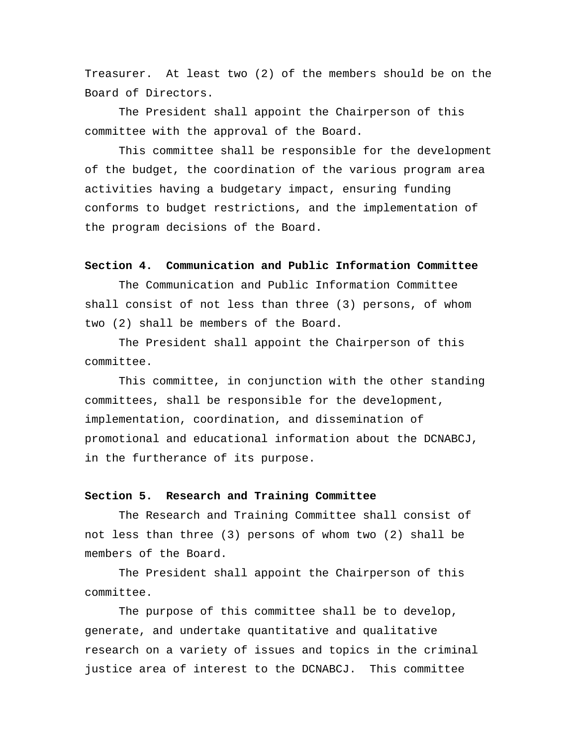Treasurer. At least two (2) of the members should be on the Board of Directors.

The President shall appoint the Chairperson of this committee with the approval of the Board.

This committee shall be responsible for the development of the budget, the coordination of the various program area activities having a budgetary impact, ensuring funding conforms to budget restrictions, and the implementation of the program decisions of the Board.

**Section 4. Communication and Public Information Committee**

The Communication and Public Information Committee shall consist of not less than three (3) persons, of whom two (2) shall be members of the Board.

The President shall appoint the Chairperson of this committee.

This committee, in conjunction with the other standing committees, shall be responsible for the development, implementation, coordination, and dissemination of promotional and educational information about the DCNABCJ, in the furtherance of its purpose.

**Section 5. Research and Training Committee**

The Research and Training Committee shall consist of not less than three (3) persons of whom two (2) shall be members of the Board.

The President shall appoint the Chairperson of this committee.

The purpose of this committee shall be to develop, generate, and undertake quantitative and qualitative research on a variety of issues and topics in the criminal justice area of interest to the DCNABCJ. This committee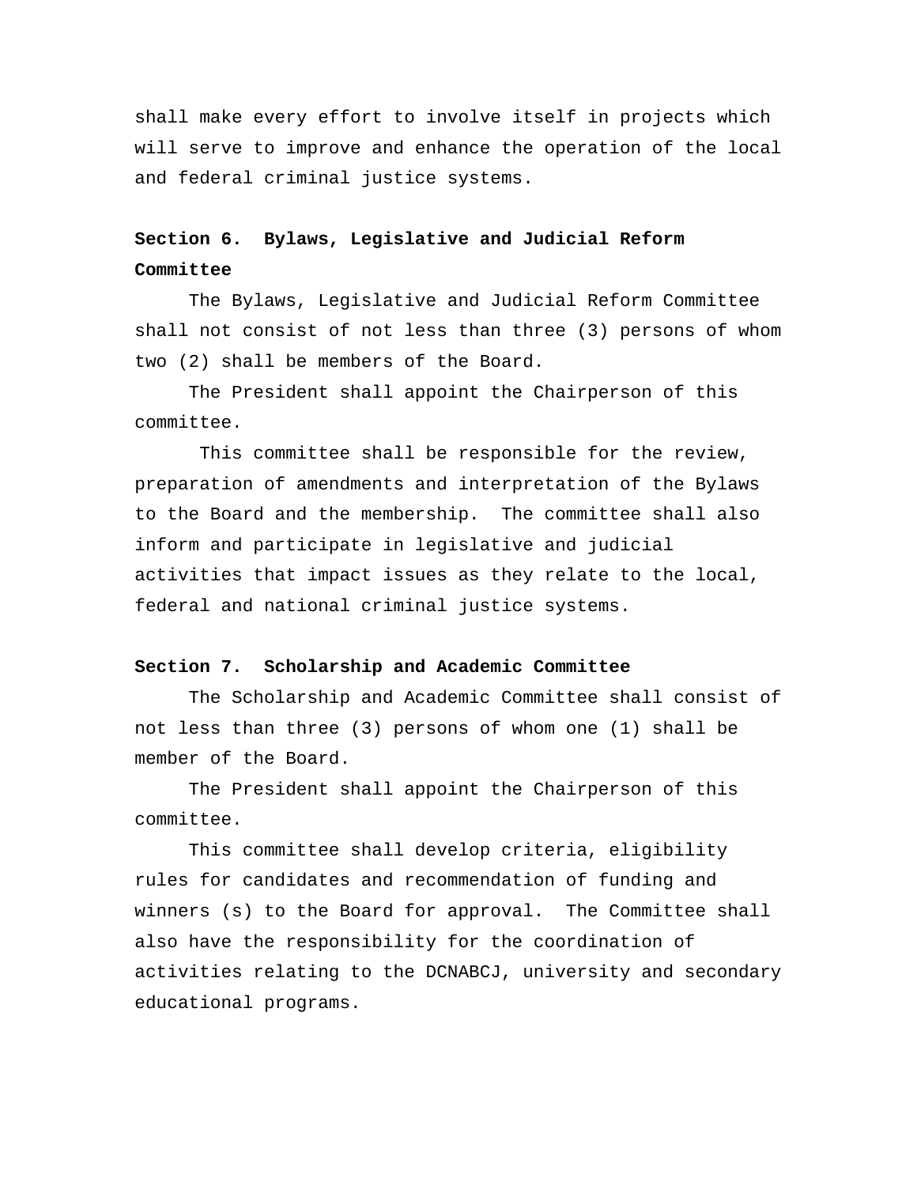shall make every effort to involve itself in projects which will serve to improve and enhance the operation of the local and federal criminal justice systems.

**Section 6. Bylaws, Legislative and Judicial Reform Committee**

The Bylaws, Legislative and Judicial Reform Committee shall not consist of not less than three (3) persons of whom two (2) shall be members of the Board.

The President shall appoint the Chairperson of this committee.

This committee shall be responsible for the review, preparation of amendments and interpretation of the Bylaws to the Board and the membership. The committee shall also inform and participate in legislative and judicial activities that impact issues as they relate to the local, federal and national criminal justice systems.

**Section 7. Scholarship and Academic Committee**

The Scholarship and Academic Committee shall consist of not less than three (3) persons of whom one (1) shall be member of the Board.

The President shall appoint the Chairperson of this committee.

This committee shall develop criteria, eligibility rules for candidates and recommendation of funding and winners (s) to the Board for approval. The Committee shall also have the responsibility for the coordination of activities relating to the DCNABCJ, university and secondary educational programs.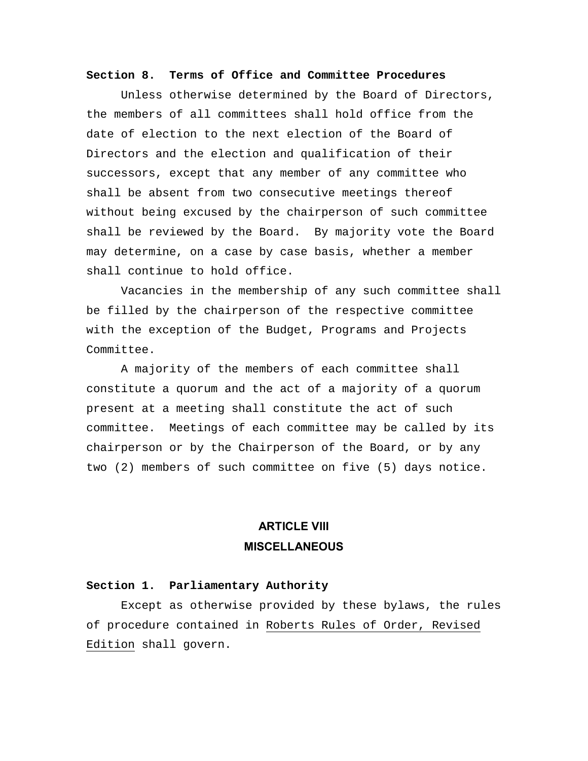**Section 8. Terms of Office and Committee Procedures**

Unless otherwise determined by the Board of Directors, the members of all committees shall hold office from the date of election to the next election of the Board of Directors and the election and qualification of their successors, except that any member of any committee who shall be absent from two consecutive meetings thereof without being excused by the chairperson of such committee shall be reviewed by the Board. By majority vote the Board may determine, on a case by case basis, whether a member shall continue to hold office.

Vacancies in the membership of any such committee shall be filled by the chairperson of the respective committee with the exception of the Budget, Programs and Projects Committee.

A majority of the members of each committee shall constitute a quorum and the act of a majority of a quorum present at a meeting shall constitute the act of such committee. Meetings of each committee may be called by its chairperson or by the Chairperson of the Board, or by any two (2) members of such committee on five (5) days notice.

## ARTICLE VIII
## MISCELLANEOUS

**Section 1. Parliamentary Authority**

Except as otherwise provided by these bylaws, the rules of procedure contained in Roberts Rules of Order, Revised Edition shall govern.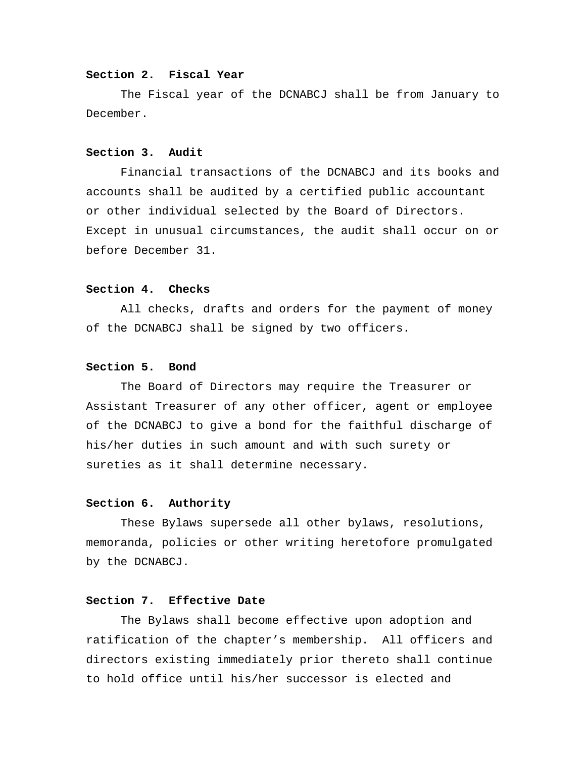**Section 2. Fiscal Year**

The Fiscal year of the DCNABCJ shall be from January to December.

**Section 3. Audit**

Financial transactions of the DCNABCJ and its books and accounts shall be audited by a certified public accountant or other individual selected by the Board of Directors. Except in unusual circumstances, the audit shall occur on or before December 31.

**Section 4. Checks**

All checks, drafts and orders for the payment of money of the DCNABCJ shall be signed by two officers.

**Section 5. Bond**

The Board of Directors may require the Treasurer or Assistant Treasurer of any other officer, agent or employee of the DCNABCJ to give a bond for the faithful discharge of his/her duties in such amount and with such surety or sureties as it shall determine necessary.

**Section 6. Authority**

These Bylaws supersede all other bylaws, resolutions, memoranda, policies or other writing heretofore promulgated by the DCNABCJ.

**Section 7. Effective Date**

The Bylaws shall become effective upon adoption and ratification of the chapter's membership. All officers and directors existing immediately prior thereto shall continue to hold office until his/her successor is elected and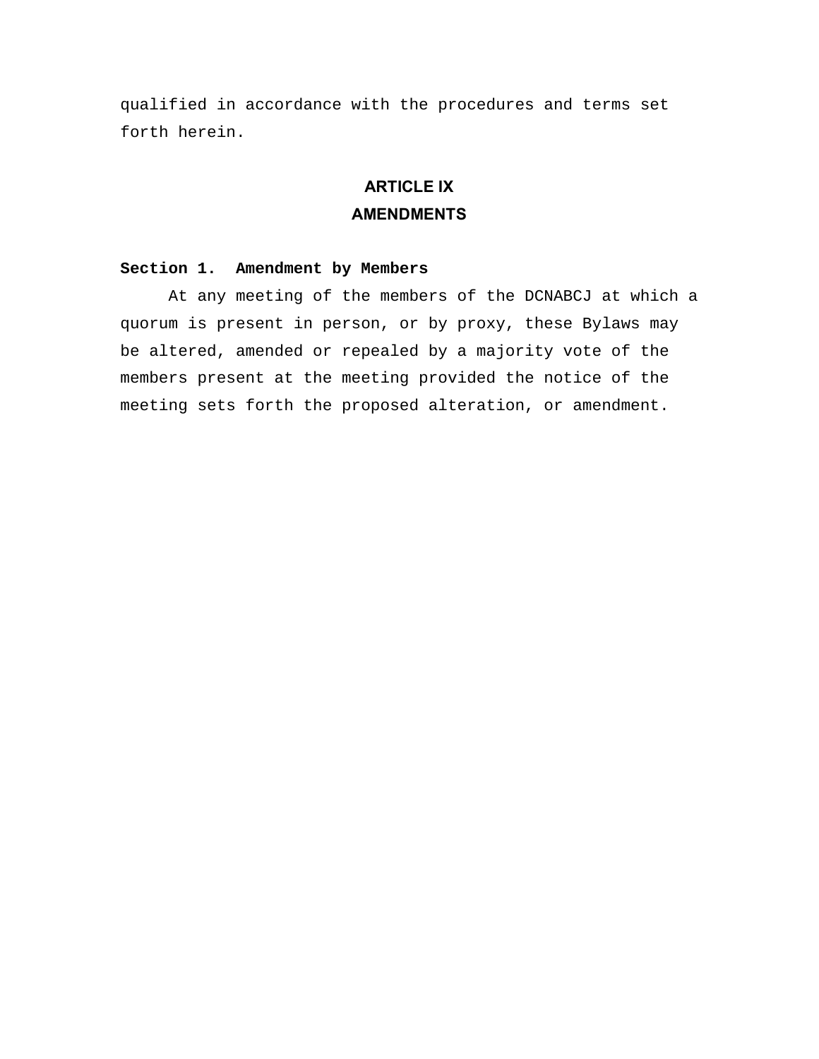qualified in accordance with the procedures and terms set forth herein.

## ARTICLE IX
## AMENDMENTS

**Section 1. Amendment by Members**

At any meeting of the members of the DCNABCJ at which a quorum is present in person, or by proxy, these Bylaws may be altered, amended or repealed by a majority vote of the members present at the meeting provided the notice of the meeting sets forth the proposed alteration, or amendment.